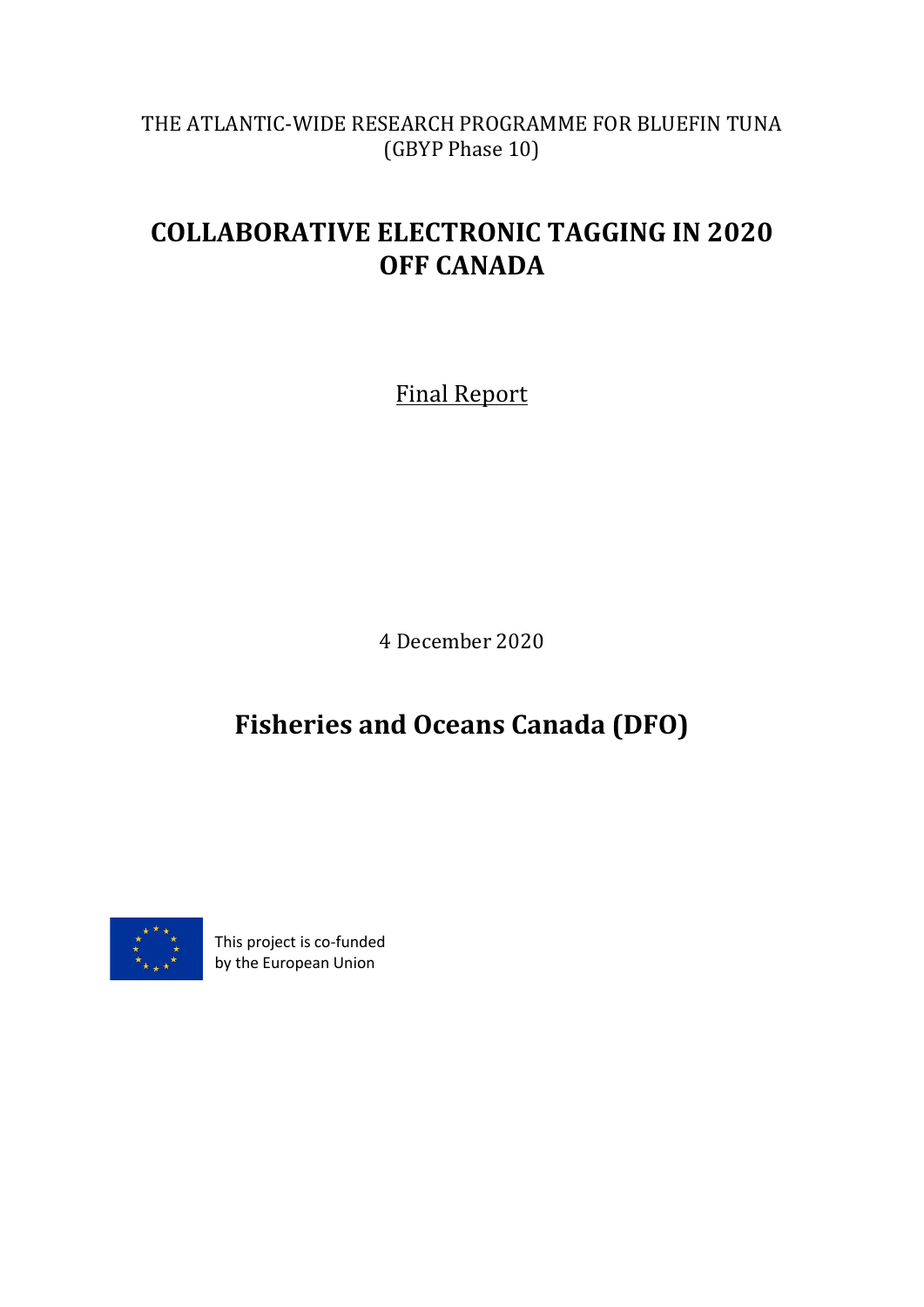THE ATLANTIC-WIDE RESEARCH PROGRAMME FOR BLUEFIN TUNA
(GBYP Phase 10)

# COLLABORATIVE ELECTRONIC TAGGING IN 2020 OFF CANADA

Final Report

4 December 2020

# Fisheries and Oceans Canada (DFO)

This project is co-funded by the European Union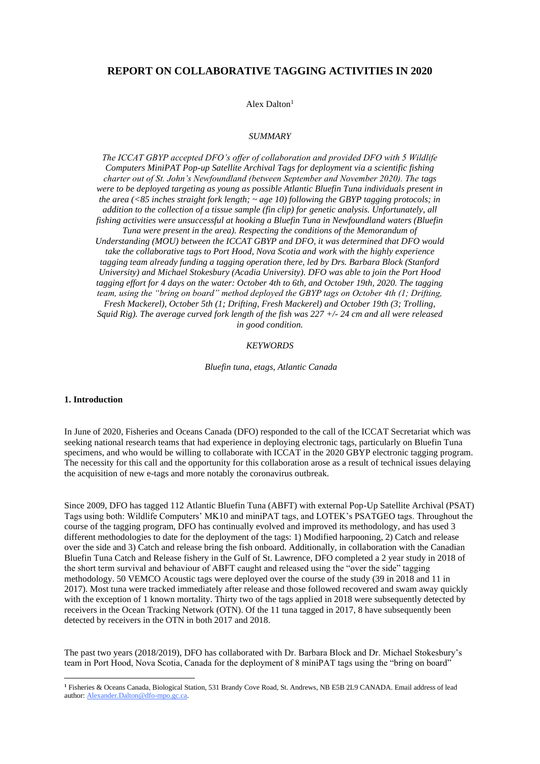# REPORT ON COLLABORATIVE TAGGING ACTIVITIES IN 2020

Alex Dalton[1]

*SUMMARY*

*The ICCAT GBYP accepted DFO's offer of collaboration and provided DFO with 5 Wildlife Computers MiniPAT Pop-up Satellite Archival Tags for deployment via a scientific fishing charter out of St. John's Newfoundland (between September and November 2020). The tags were to be deployed targeting as young as possible Atlantic Bluefin Tuna individuals present in the area (<85 inches straight fork length; ~ age 10) following the GBYP tagging protocols; in addition to the collection of a tissue sample (fin clip) for genetic analysis. Unfortunately, all fishing activities were unsuccessful at hooking a Bluefin Tuna in Newfoundland waters (Bluefin Tuna were present in the area). Respecting the conditions of the Memorandum of Understanding (MOU) between the ICCAT GBYP and DFO, it was determined that DFO would take the collaborative tags to Port Hood, Nova Scotia and work with the highly experience tagging team already funding a tagging operation there, led by Drs. Barbara Block (Stanford University) and Michael Stokesbury (Acadia University). DFO was able to join the Port Hood tagging effort for 4 days on the water: October 4th to 6th, and October 19th, 2020. The tagging team, using the "bring on board" method deployed the GBYP tags on October 4th (1; Drifting, Fresh Mackerel), October 5th (1; Drifting, Fresh Mackerel) and October 19th (3; Trolling, Squid Rig). The average curved fork length of the fish was 227 +/- 24 cm and all were released in good condition.*

*KEYWORDS*

*Bluefin tuna, etags, Atlantic Canada*

## 1. Introduction

In June of 2020, Fisheries and Oceans Canada (DFO) responded to the call of the ICCAT Secretariat which was seeking national research teams that had experience in deploying electronic tags, particularly on Bluefin Tuna specimens, and who would be willing to collaborate with ICCAT in the 2020 GBYP electronic tagging program. The necessity for this call and the opportunity for this collaboration arose as a result of technical issues delaying the acquisition of new e-tags and more notably the coronavirus outbreak.

Since 2009, DFO has tagged 112 Atlantic Bluefin Tuna (ABFT) with external Pop-Up Satellite Archival (PSAT) Tags using both: Wildlife Computers' MK10 and miniPAT tags, and LOTEK's PSATGEO tags. Throughout the course of the tagging program, DFO has continually evolved and improved its methodology, and has used 3 different methodologies to date for the deployment of the tags: 1) Modified harpooning, 2) Catch and release over the side and 3) Catch and release bring the fish onboard. Additionally, in collaboration with the Canadian Bluefin Tuna Catch and Release fishery in the Gulf of St. Lawrence, DFO completed a 2 year study in 2018 of the short term survival and behaviour of ABFT caught and released using the "over the side" tagging methodology. 50 VEMCO Acoustic tags were deployed over the course of the study (39 in 2018 and 11 in 2017). Most tuna were tracked immediately after release and those followed recovered and swam away quickly with the exception of 1 known mortality. Thirty two of the tags applied in 2018 were subsequently detected by receivers in the Ocean Tracking Network (OTN). Of the 11 tuna tagged in 2017, 8 have subsequently been detected by receivers in the OTN in both 2017 and 2018.

The past two years (2018/2019), DFO has collaborated with Dr. Barbara Block and Dr. Michael Stokesbury's team in Port Hood, Nova Scotia, Canada for the deployment of 8 miniPAT tags using the "bring on board"

[1] Fisheries & Oceans Canada, Biological Station, 531 Brandy Cove Road, St. Andrews, NB E5B 2L9 CANADA. Email address of lead author: Alexander.Dalton@dfo-mpo.gc.ca.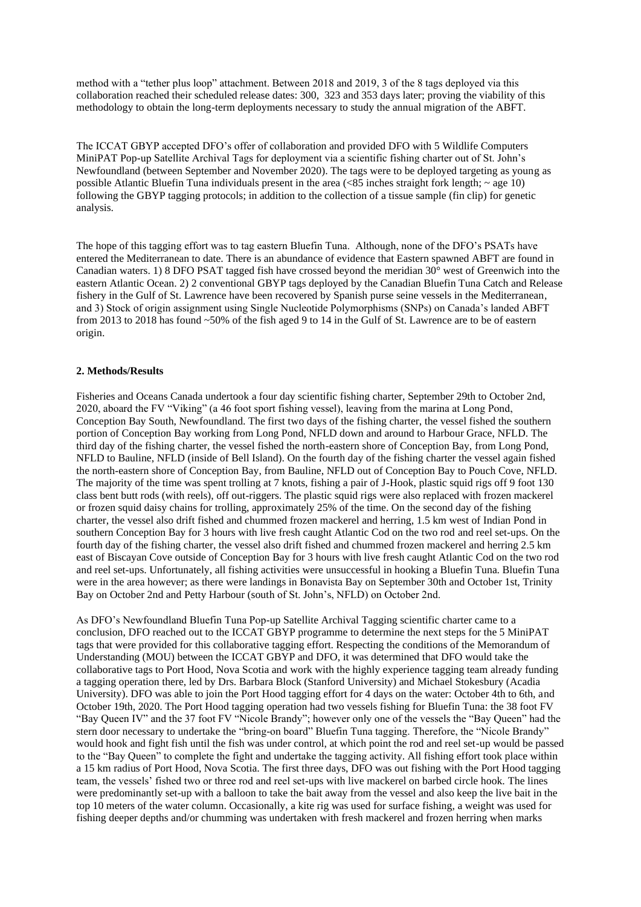method with a "tether plus loop" attachment. Between 2018 and 2019, 3 of the 8 tags deployed via this collaboration reached their scheduled release dates: 300, 323 and 353 days later; proving the viability of this methodology to obtain the long-term deployments necessary to study the annual migration of the ABFT.

The ICCAT GBYP accepted DFO's offer of collaboration and provided DFO with 5 Wildlife Computers MiniPAT Pop-up Satellite Archival Tags for deployment via a scientific fishing charter out of St. John's Newfoundland (between September and November 2020). The tags were to be deployed targeting as young as possible Atlantic Bluefin Tuna individuals present in the area (<85 inches straight fork length; ~ age 10) following the GBYP tagging protocols; in addition to the collection of a tissue sample (fin clip) for genetic analysis.

The hope of this tagging effort was to tag eastern Bluefin Tuna. Although, none of the DFO's PSATs have entered the Mediterranean to date. There is an abundance of evidence that Eastern spawned ABFT are found in Canadian waters. 1) 8 DFO PSAT tagged fish have crossed beyond the meridian 30° west of Greenwich into the eastern Atlantic Ocean. 2) 2 conventional GBYP tags deployed by the Canadian Bluefin Tuna Catch and Release fishery in the Gulf of St. Lawrence have been recovered by Spanish purse seine vessels in the Mediterranean, and 3) Stock of origin assignment using Single Nucleotide Polymorphisms (SNPs) on Canada's landed ABFT from 2013 to 2018 has found ~50% of the fish aged 9 to 14 in the Gulf of St. Lawrence are to be of eastern origin.

## 2. Methods/Results

Fisheries and Oceans Canada undertook a four day scientific fishing charter, September 29th to October 2nd, 2020, aboard the FV "Viking" (a 46 foot sport fishing vessel), leaving from the marina at Long Pond, Conception Bay South, Newfoundland. The first two days of the fishing charter, the vessel fished the southern portion of Conception Bay working from Long Pond, NFLD down and around to Harbour Grace, NFLD. The third day of the fishing charter, the vessel fished the north-eastern shore of Conception Bay, from Long Pond, NFLD to Bauline, NFLD (inside of Bell Island). On the fourth day of the fishing charter the vessel again fished the north-eastern shore of Conception Bay, from Bauline, NFLD out of Conception Bay to Pouch Cove, NFLD. The majority of the time was spent trolling at 7 knots, fishing a pair of J-Hook, plastic squid rigs off 9 foot 130 class bent butt rods (with reels), off out-riggers. The plastic squid rigs were also replaced with frozen mackerel or frozen squid daisy chains for trolling, approximately 25% of the time. On the second day of the fishing charter, the vessel also drift fished and chummed frozen mackerel and herring, 1.5 km west of Indian Pond in southern Conception Bay for 3 hours with live fresh caught Atlantic Cod on the two rod and reel set-ups. On the fourth day of the fishing charter, the vessel also drift fished and chummed frozen mackerel and herring 2.5 km east of Biscayan Cove outside of Conception Bay for 3 hours with live fresh caught Atlantic Cod on the two rod and reel set-ups. Unfortunately, all fishing activities were unsuccessful in hooking a Bluefin Tuna. Bluefin Tuna were in the area however; as there were landings in Bonavista Bay on September 30th and October 1st, Trinity Bay on October 2nd and Petty Harbour (south of St. John's, NFLD) on October 2nd.

As DFO's Newfoundland Bluefin Tuna Pop-up Satellite Archival Tagging scientific charter came to a conclusion, DFO reached out to the ICCAT GBYP programme to determine the next steps for the 5 MiniPAT tags that were provided for this collaborative tagging effort. Respecting the conditions of the Memorandum of Understanding (MOU) between the ICCAT GBYP and DFO, it was determined that DFO would take the collaborative tags to Port Hood, Nova Scotia and work with the highly experience tagging team already funding a tagging operation there, led by Drs. Barbara Block (Stanford University) and Michael Stokesbury (Acadia University). DFO was able to join the Port Hood tagging effort for 4 days on the water: October 4th to 6th, and October 19th, 2020. The Port Hood tagging operation had two vessels fishing for Bluefin Tuna: the 38 foot FV "Bay Queen IV" and the 37 foot FV "Nicole Brandy"; however only one of the vessels the "Bay Queen" had the stern door necessary to undertake the "bring-on board" Bluefin Tuna tagging. Therefore, the "Nicole Brandy" would hook and fight fish until the fish was under control, at which point the rod and reel set-up would be passed to the "Bay Queen" to complete the fight and undertake the tagging activity. All fishing effort took place within a 15 km radius of Port Hood, Nova Scotia. The first three days, DFO was out fishing with the Port Hood tagging team, the vessels' fished two or three rod and reel set-ups with live mackerel on barbed circle hook. The lines were predominantly set-up with a balloon to take the bait away from the vessel and also keep the live bait in the top 10 meters of the water column. Occasionally, a kite rig was used for surface fishing, a weight was used for fishing deeper depths and/or chumming was undertaken with fresh mackerel and frozen herring when marks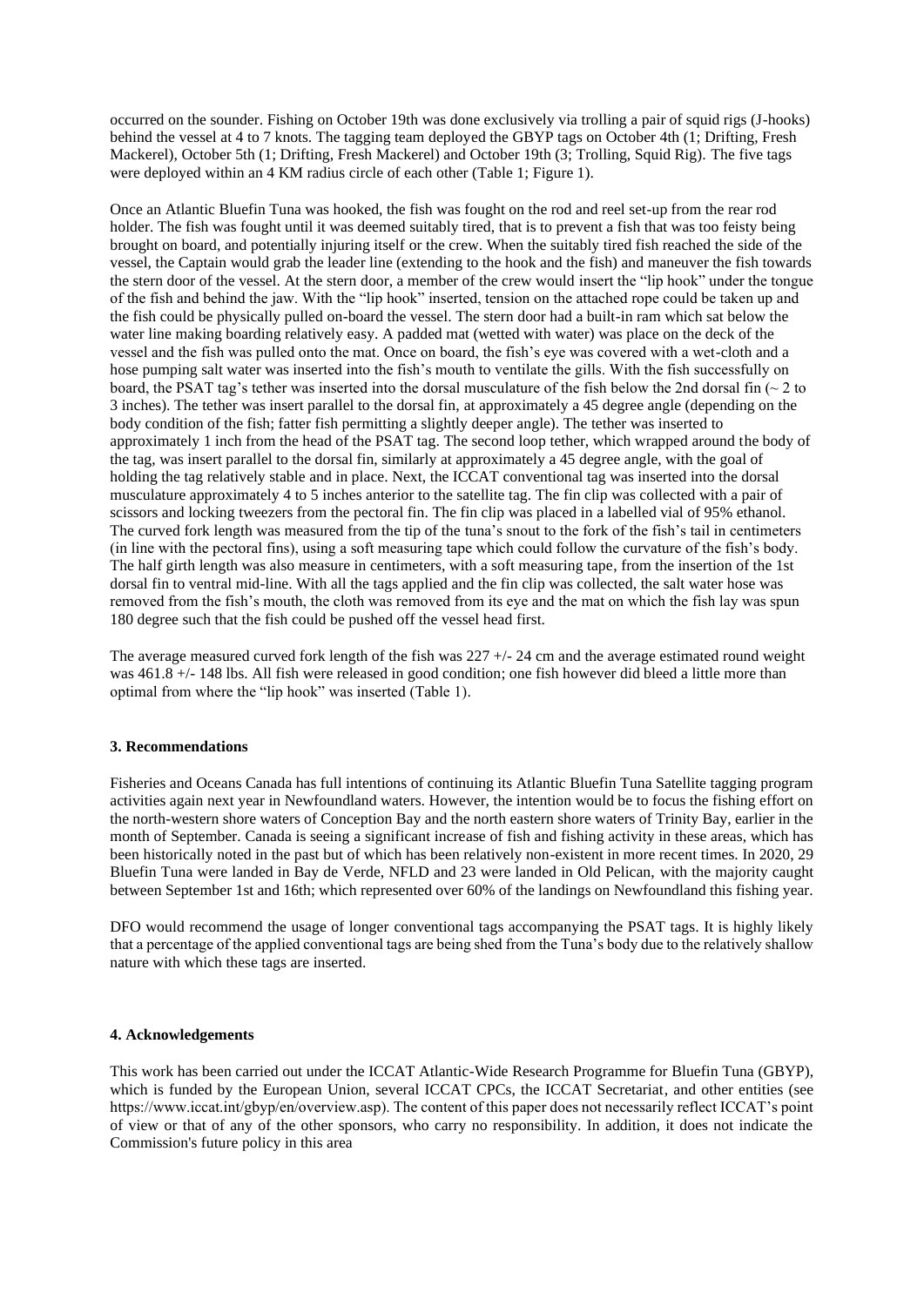occurred on the sounder. Fishing on October 19th was done exclusively via trolling a pair of squid rigs (J-hooks) behind the vessel at 4 to 7 knots. The tagging team deployed the GBYP tags on October 4th (1; Drifting, Fresh Mackerel), October 5th (1; Drifting, Fresh Mackerel) and October 19th (3; Trolling, Squid Rig). The five tags were deployed within an 4 KM radius circle of each other (Table 1; Figure 1).

Once an Atlantic Bluefin Tuna was hooked, the fish was fought on the rod and reel set-up from the rear rod holder. The fish was fought until it was deemed suitably tired, that is to prevent a fish that was too feisty being brought on board, and potentially injuring itself or the crew. When the suitably tired fish reached the side of the vessel, the Captain would grab the leader line (extending to the hook and the fish) and maneuver the fish towards the stern door of the vessel. At the stern door, a member of the crew would insert the "lip hook" under the tongue of the fish and behind the jaw. With the "lip hook" inserted, tension on the attached rope could be taken up and the fish could be physically pulled on-board the vessel. The stern door had a built-in ram which sat below the water line making boarding relatively easy. A padded mat (wetted with water) was place on the deck of the vessel and the fish was pulled onto the mat. Once on board, the fish's eye was covered with a wet-cloth and a hose pumping salt water was inserted into the fish's mouth to ventilate the gills. With the fish successfully on board, the PSAT tag's tether was inserted into the dorsal musculature of the fish below the 2nd dorsal fin (~ 2 to 3 inches). The tether was insert parallel to the dorsal fin, at approximately a 45 degree angle (depending on the body condition of the fish; fatter fish permitting a slightly deeper angle). The tether was inserted to approximately 1 inch from the head of the PSAT tag. The second loop tether, which wrapped around the body of the tag, was insert parallel to the dorsal fin, similarly at approximately a 45 degree angle, with the goal of holding the tag relatively stable and in place. Next, the ICCAT conventional tag was inserted into the dorsal musculature approximately 4 to 5 inches anterior to the satellite tag. The fin clip was collected with a pair of scissors and locking tweezers from the pectoral fin. The fin clip was placed in a labelled vial of 95% ethanol. The curved fork length was measured from the tip of the tuna's snout to the fork of the fish's tail in centimeters (in line with the pectoral fins), using a soft measuring tape which could follow the curvature of the fish's body. The half girth length was also measure in centimeters, with a soft measuring tape, from the insertion of the 1st dorsal fin to ventral mid-line. With all the tags applied and the fin clip was collected, the salt water hose was removed from the fish's mouth, the cloth was removed from its eye and the mat on which the fish lay was spun 180 degree such that the fish could be pushed off the vessel head first.

The average measured curved fork length of the fish was 227 +/- 24 cm and the average estimated round weight was 461.8 +/- 148 lbs. All fish were released in good condition; one fish however did bleed a little more than optimal from where the "lip hook" was inserted (Table 1).

### 3. Recommendations

Fisheries and Oceans Canada has full intentions of continuing its Atlantic Bluefin Tuna Satellite tagging program activities again next year in Newfoundland waters. However, the intention would be to focus the fishing effort on the north-western shore waters of Conception Bay and the north eastern shore waters of Trinity Bay, earlier in the month of September. Canada is seeing a significant increase of fish and fishing activity in these areas, which has been historically noted in the past but of which has been relatively non-existent in more recent times. In 2020, 29 Bluefin Tuna were landed in Bay de Verde, NFLD and 23 were landed in Old Pelican, with the majority caught between September 1st and 16th; which represented over 60% of the landings on Newfoundland this fishing year.

DFO would recommend the usage of longer conventional tags accompanying the PSAT tags. It is highly likely that a percentage of the applied conventional tags are being shed from the Tuna's body due to the relatively shallow nature with which these tags are inserted.

### 4. Acknowledgements

This work has been carried out under the ICCAT Atlantic-Wide Research Programme for Bluefin Tuna (GBYP), which is funded by the European Union, several ICCAT CPCs, the ICCAT Secretariat, and other entities (see https://www.iccat.int/gbyp/en/overview.asp). The content of this paper does not necessarily reflect ICCAT's point of view or that of any of the other sponsors, who carry no responsibility. In addition, it does not indicate the Commission's future policy in this area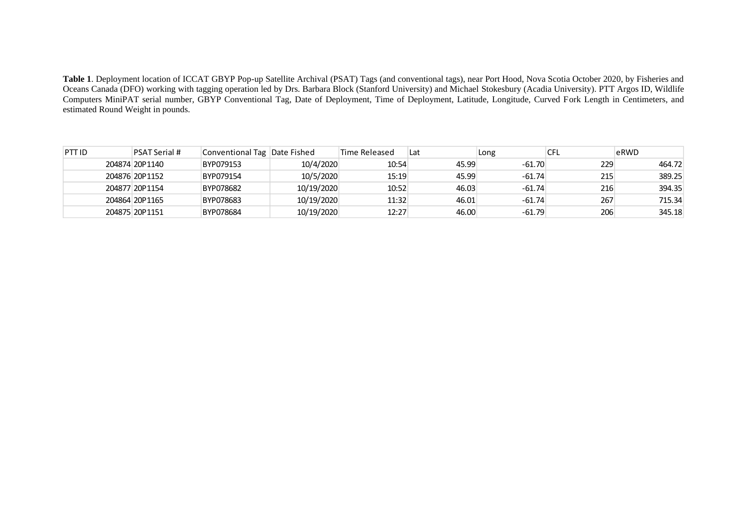**Table 1**. Deployment location of ICCAT GBYP Pop-up Satellite Archival (PSAT) Tags (and conventional tags), near Port Hood, Nova Scotia October 2020, by Fisheries and Oceans Canada (DFO) working with tagging operation led by Drs. Barbara Block (Stanford University) and Michael Stokesbury (Acadia University). PTT Argos ID, Wildlife Computers MiniPAT serial number, GBYP Conventional Tag, Date of Deployment, Time of Deployment, Latitude, Longitude, Curved Fork Length in Centimeters, and estimated Round Weight in pounds.

| PTT ID | PSAT Serial # | Conventional Tag | Date Fished | Time Released | Lat | Long | CFL | eRWD |
|---|---|---|---|---|---|---|---|---|
| 204874 | 20P1140 | BYP079153 | 10/4/2020 | 10:54 | 45.99 | -61.70 | 229 | 464.72 |
| 204876 | 20P1152 | BYP079154 | 10/5/2020 | 15:19 | 45.99 | -61.74 | 215 | 389.25 |
| 204877 | 20P1154 | BYP078682 | 10/19/2020 | 10:52 | 46.03 | -61.74 | 216 | 394.35 |
| 204864 | 20P1165 | BYP078683 | 10/19/2020 | 11:32 | 46.01 | -61.74 | 267 | 715.34 |
| 204875 | 20P1151 | BYP078684 | 10/19/2020 | 12:27 | 46.00 | -61.79 | 206 | 345.18 |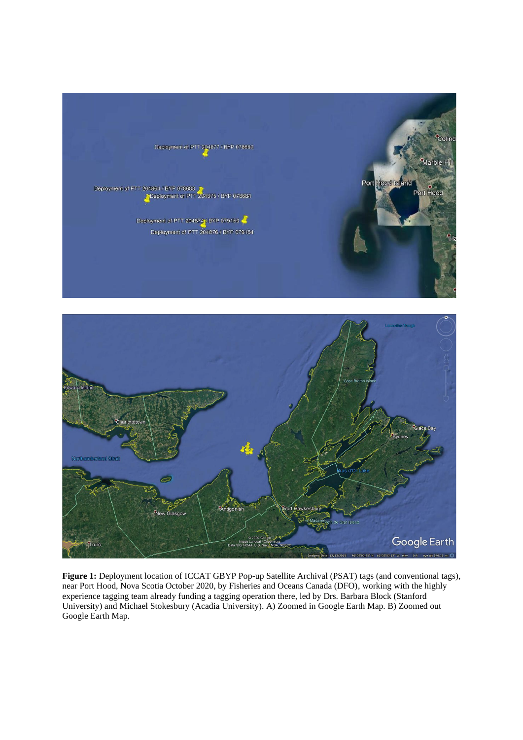Deployment of PTT 204877 / BYP 078682

Deployment of PTT 204864 / BYP 078683

Deployment of PTT 204875 / BYP 078684

Deployment of PTT 204874 / BYP 079153

Deployment of PTT 204876 / BYP 079154

Colindale

Marble Hill

Port Hood Island

Port Hood

Ha

Laurentian Trough

Cape Breton Island

Edward Island

Charlottetown

Glace Bay

Sydney

Northumberland Strait

Bras d'Or Lake

Antigonish

Port Hawkesbury

New Glasgow

Isle Madame

Petit de Grat Island

Truro

© 2020 Google
Image Landsat / Copernicus
Data SIO, NOAA, U.S. Navy, NGA, GEBCO

Google Earth

Imagery Date: 12/13/2015 46°08'00.25" N 61°35'53.12" W elev 0 ft eye alt 170.11 mi

**Figure 1:** Deployment location of ICCAT GBYP Pop-up Satellite Archival (PSAT) tags (and conventional tags), near Port Hood, Nova Scotia October 2020, by Fisheries and Oceans Canada (DFO), working with the highly experience tagging team already funding a tagging operation there, led by Drs. Barbara Block (Stanford University) and Michael Stokesbury (Acadia University). A) Zoomed in Google Earth Map. B) Zoomed out Google Earth Map.